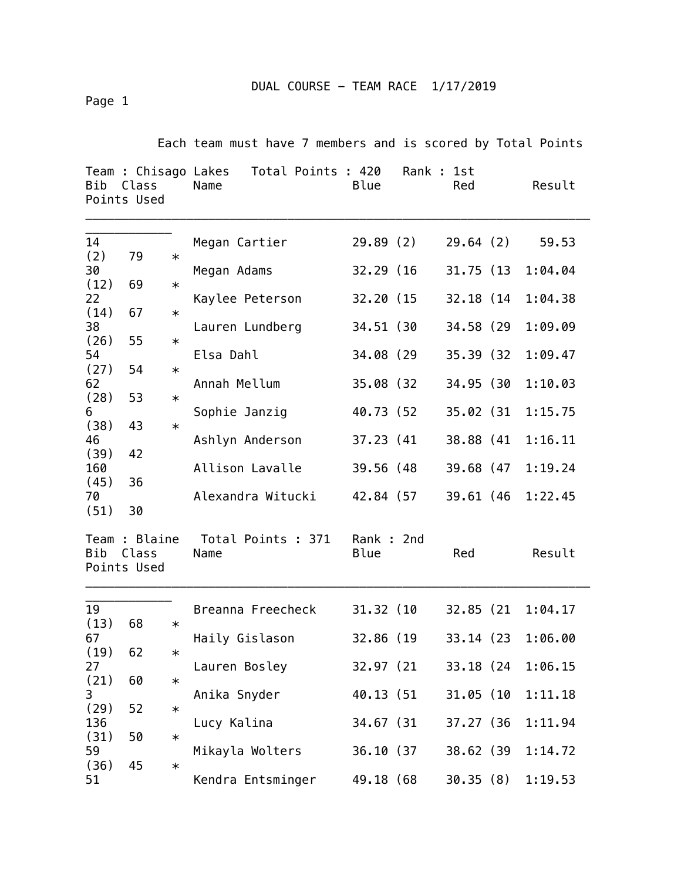# DUAL COURSE – TEAM RACE 1/17/2019

Each team must have 7 members and is scored by Total Points

**Team : Chisago Lakes   Total Points : 420   Rank : 1st**

| Bib | Class | Name | Blue | Red | Result | Points | Used |
|---|---|---|---|---|---|---|---|
| 14 | | Megan Cartier | 29.89 (2) | 29.64 (2) | 59.53 (2) | 79 | * |
| 30 | | Megan Adams | 32.29 (16 | 31.75 (13 | 1:04.04 (12) | 69 | * |
| 22 | | Kaylee Peterson | 32.20 (15 | 32.18 (14 | 1:04.38 (14) | 67 | * |
| 38 | | Lauren Lundberg | 34.51 (30 | 34.58 (29 | 1:09.09 (26) | 55 | * |
| 54 | | Elsa Dahl | 34.08 (29 | 35.39 (32 | 1:09.47 (27) | 54 | * |
| 62 | | Annah Mellum | 35.08 (32 | 34.95 (30 | 1:10.03 (28) | 53 | * |
| 6 | | Sophie Janzig | 40.73 (52 | 35.02 (31 | 1:15.75 (38) | 43 | * |
| 46 | | Ashlyn Anderson | 37.23 (41 | 38.88 (41 | 1:16.11 (39) | 42 | |
| 160 | | Allison Lavalle | 39.56 (48 | 39.68 (47 | 1:19.24 (45) | 36 | |
| 70 | | Alexandra Witucki | 42.84 (57 | 39.61 (46 | 1:22.45 (51) | 30 | |

**Team : Blaine   Total Points : 371   Rank : 2nd**

| Bib | Class | Name | Blue | Red | Result | Points | Used |
|---|---|---|---|---|---|---|---|
| 19 | | Breanna Freecheck | 31.32 (10 | 32.85 (21 | 1:04.17 (13) | 68 | * |
| 67 | | Haily Gislason | 32.86 (19 | 33.14 (23 | 1:06.00 (19) | 62 | * |
| 27 | | Lauren Bosley | 32.97 (21 | 33.18 (24 | 1:06.15 (21) | 60 | * |
| 3 | | Anika Snyder | 40.13 (51 | 31.05 (10 | 1:11.18 (29) | 52 | * |
| 136 | | Lucy Kalina | 34.67 (31 | 37.27 (36 | 1:11.94 (31) | 50 | * |
| 59 | | Mikayla Wolters | 36.10 (37 | 38.62 (39 | 1:14.72 (36) | 45 | * |
| 51 | | Kendra Entsminger | 49.18 (68 | 30.35 (8) | 1:19.53 | | |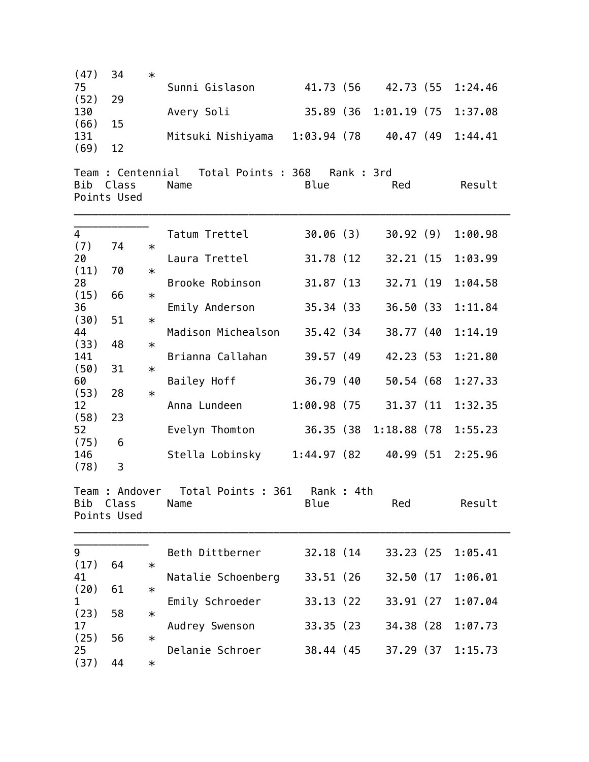| Bib | Class | Name | Blue | Red | Result | Points | Used |
|---|---|---|---|---|---|---|---|
| (47) | | | | | | 34 | * |
| 75 | | Sunni Gislason | 41.73 (56 | 42.73 (55 | 1:24.46 | | |
| (52) | | | | | | 29 | |
| 130 | | Avery Soli | 35.89 (36 | 1:01.19 (75 | 1:37.08 | | |
| (66) | | | | | | 15 | |
| 131 | | Mitsuki Nishiyama | 1:03.94 (78 | 40.47 (49 | 1:44.41 | | |
| (69) | | | | | | 12 | |

Team : Centennial   Total Points : 368   Rank : 3rd

| Bib | Class | Name | Blue | Red | Result | Points | Used |
|---|---|---|---|---|---|---|---|
| 4 | | Tatum Trettel | 30.06 (3) | 30.92 (9) | 1:00.98 | | |
| (7) | | | | | | 74 | * |
| 20 | | Laura Trettel | 31.78 (12 | 32.21 (15 | 1:03.99 | | |
| (11) | | | | | | 70 | * |
| 28 | | Brooke Robinson | 31.87 (13 | 32.71 (19 | 1:04.58 | | |
| (15) | | | | | | 66 | * |
| 36 | | Emily Anderson | 35.34 (33 | 36.50 (33 | 1:11.84 | | |
| (30) | | | | | | 51 | * |
| 44 | | Madison Michealson | 35.42 (34 | 38.77 (40 | 1:14.19 | | |
| (33) | | | | | | 48 | * |
| 141 | | Brianna Callahan | 39.57 (49 | 42.23 (53 | 1:21.80 | | |
| (50) | | | | | | 31 | * |
| 60 | | Bailey Hoff | 36.79 (40 | 50.54 (68 | 1:27.33 | | |
| (53) | | | | | | 28 | * |
| 12 | | Anna Lundeen | 1:00.98 (75 | 31.37 (11 | 1:32.35 | | |
| (58) | | | | | | 23 | |
| 52 | | Evelyn Thomton | 36.35 (38 | 1:18.88 (78 | 1:55.23 | | |
| (75) | | | | | | 6 | |
| 146 | | Stella Lobinsky | 1:44.97 (82 | 40.99 (51 | 2:25.96 | | |
| (78) | | | | | | 3 | |

Team : Andover   Total Points : 361   Rank : 4th

| Bib | Class | Name | Blue | Red | Result | Points | Used |
|---|---|---|---|---|---|---|---|
| 9 | | Beth Dittberner | 32.18 (14 | 33.23 (25 | 1:05.41 | | |
| (17) | | | | | | 64 | * |
| 41 | | Natalie Schoenberg | 33.51 (26 | 32.50 (17 | 1:06.01 | | |
| (20) | | | | | | 61 | * |
| 1 | | Emily Schroeder | 33.13 (22 | 33.91 (27 | 1:07.04 | | |
| (23) | | | | | | 58 | * |
| 17 | | Audrey Swenson | 33.35 (23 | 34.38 (28 | 1:07.73 | | |
| (25) | | | | | | 56 | * |
| 25 | | Delanie Schroer | 38.44 (45 | 37.29 (37 | 1:15.73 | | |
| (37) | | | | | | 44 | * |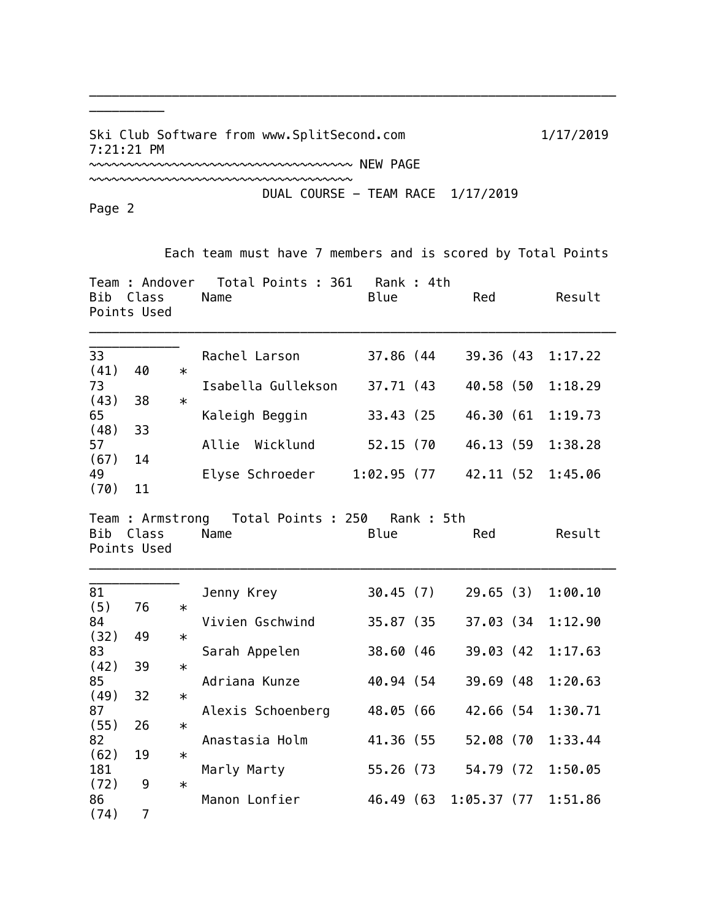Ski Club Software from www.SplitSecond.com 1/17/2019 7:21:21 PM

~~~~~~~~~~~~~~~~~~~~~~~~~~~~~~~~~~~~ NEW PAGE ~~~~~~~~~~~~~~~~~~~~~~~~~~~~~~~~~~~~

DUAL COURSE - TEAM RACE 1/17/2019

Page 2

Each team must have 7 members and is scored by Total Points

**Team : Andover Total Points : 361 Rank : 4th**

| Bib | Class | Name | Blue | Red | Result | Points | Used |
|---|---|---|---|---|---|---|---|
| 33 | | Rachel Larson | 37.86 (44 | 39.36 (43 | 1:17.22 (41) | 40 | * |
| 73 | | Isabella Gullekson | 37.71 (43 | 40.58 (50 | 1:18.29 (43) | 38 | * |
| 65 | | Kaleigh Beggin | 33.43 (25 | 46.30 (61 | 1:19.73 (48) | 33 | |
| 57 | | Allie Wicklund | 52.15 (70 | 46.13 (59 | 1:38.28 (67) | 14 | |
| 49 | | Elyse Schroeder | 1:02.95 (77 | 42.11 (52 | 1:45.06 (70) | 11 | |

**Team : Armstrong Total Points : 250 Rank : 5th**

| Bib | Class | Name | Blue | Red | Result | Points | Used |
|---|---|---|---|---|---|---|---|
| 81 | | Jenny Krey | 30.45 (7) | 29.65 (3) | 1:00.10 (5) | 76 | * |
| 84 | | Vivien Gschwind | 35.87 (35 | 37.03 (34 | 1:12.90 (32) | 49 | * |
| 83 | | Sarah Appelen | 38.60 (46 | 39.03 (42 | 1:17.63 (42) | 39 | * |
| 85 | | Adriana Kunze | 40.94 (54 | 39.69 (48 | 1:20.63 (49) | 32 | * |
| 87 | | Alexis Schoenberg | 48.05 (66 | 42.66 (54 | 1:30.71 (55) | 26 | * |
| 82 | | Anastasia Holm | 41.36 (55 | 52.08 (70 | 1:33.44 (62) | 19 | * |
| 181 | | Marly Marty | 55.26 (73 | 54.79 (72 | 1:50.05 (72) | 9 | * |
| 86 | | Manon Lonfier | 46.49 (63 | 1:05.37 (77 | 1:51.86 (74) | 7 | |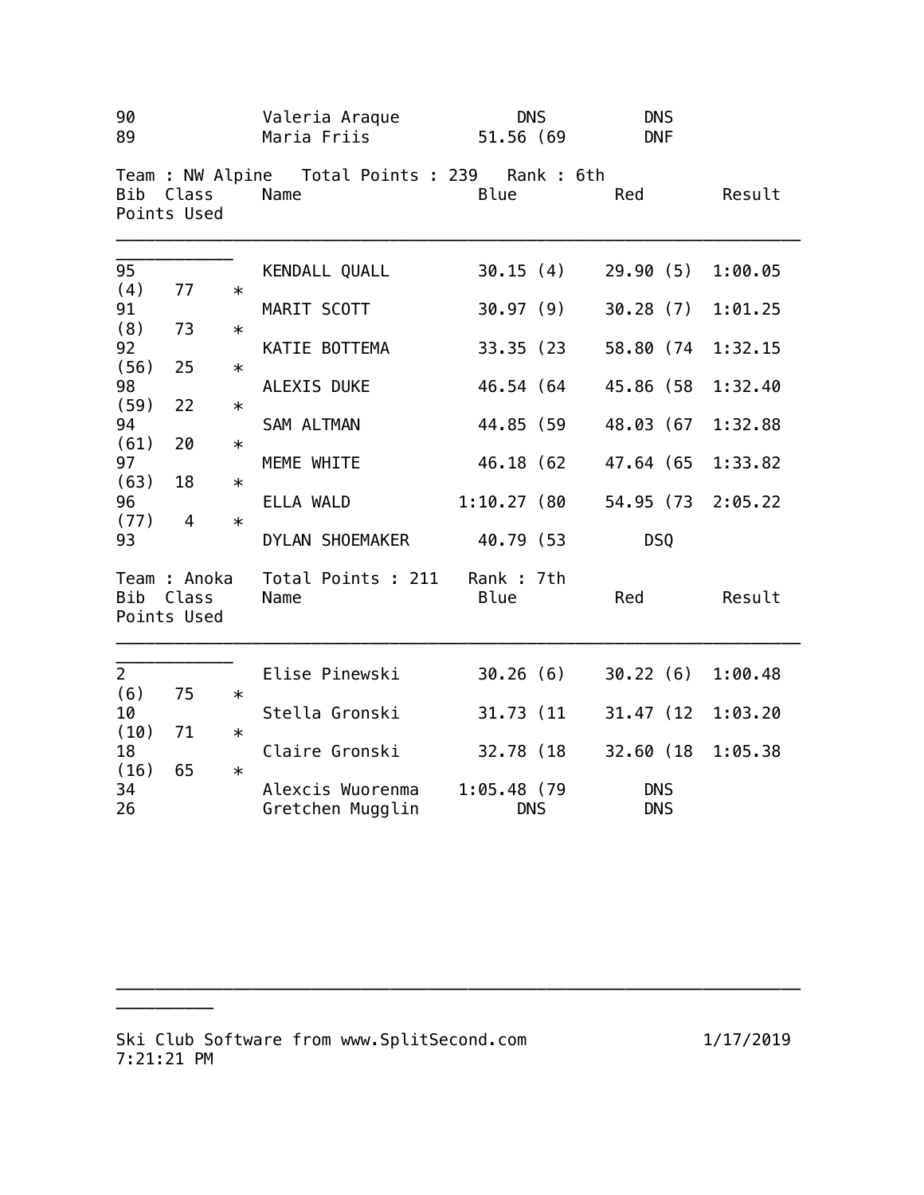| Bib | Class | Name | Blue | Red | Result | Points | Used |
|---|---|---|---|---|---|---|---|
| 90 | | Valeria Araque | DNS | DNS | | | |
| 89 | | Maria Friis | 51.56 (69 | DNF | | | |

Team : NW Alpine   Total Points : 239   Rank : 6th

| Bib | Class | Name | Blue | Red | Result | Points | Used |
|---|---|---|---|---|---|---|---|
| 95 | | KENDALL QUALL | 30.15 (4) | 29.90 (5) | 1:00.05 (4) | 77 | * |
| 91 | | MARIT SCOTT | 30.97 (9) | 30.28 (7) | 1:01.25 (8) | 73 | * |
| 92 | | KATIE BOTTEMA | 33.35 (23 | 58.80 (74 | 1:32.15 (56) | 25 | * |
| 98 | | ALEXIS DUKE | 46.54 (64 | 45.86 (58 | 1:32.40 (59) | 22 | * |
| 94 | | SAM ALTMAN | 44.85 (59 | 48.03 (67 | 1:32.88 (61) | 20 | * |
| 97 | | MEME WHITE | 46.18 (62 | 47.64 (65 | 1:33.82 (63) | 18 | * |
| 96 | | ELLA WALD | 1:10.27 (80 | 54.95 (73 | 2:05.22 (77) | 4 | * |
| 93 | | DYLAN SHOEMAKER | 40.79 (53 | DSQ | | | |

Team : Anoka   Total Points : 211   Rank : 7th

| Bib | Class | Name | Blue | Red | Result | Points | Used |
|---|---|---|---|---|---|---|---|
| 2 | | Elise Pinewski | 30.26 (6) | 30.22 (6) | 1:00.48 (6) | 75 | * |
| 10 | | Stella Gronski | 31.73 (11 | 31.47 (12 | 1:03.20 (10) | 71 | * |
| 18 | | Claire Gronski | 32.78 (18 | 32.60 (18 | 1:05.38 (16) | 65 | * |
| 34 | | Alexcis Wuorenma | 1:05.48 (79 | DNS | | | |
| 26 | | Gretchen Mugglin | DNS | DNS | | | |

Ski Club Software from www.SplitSecond.com   1/17/2019 7:21:21 PM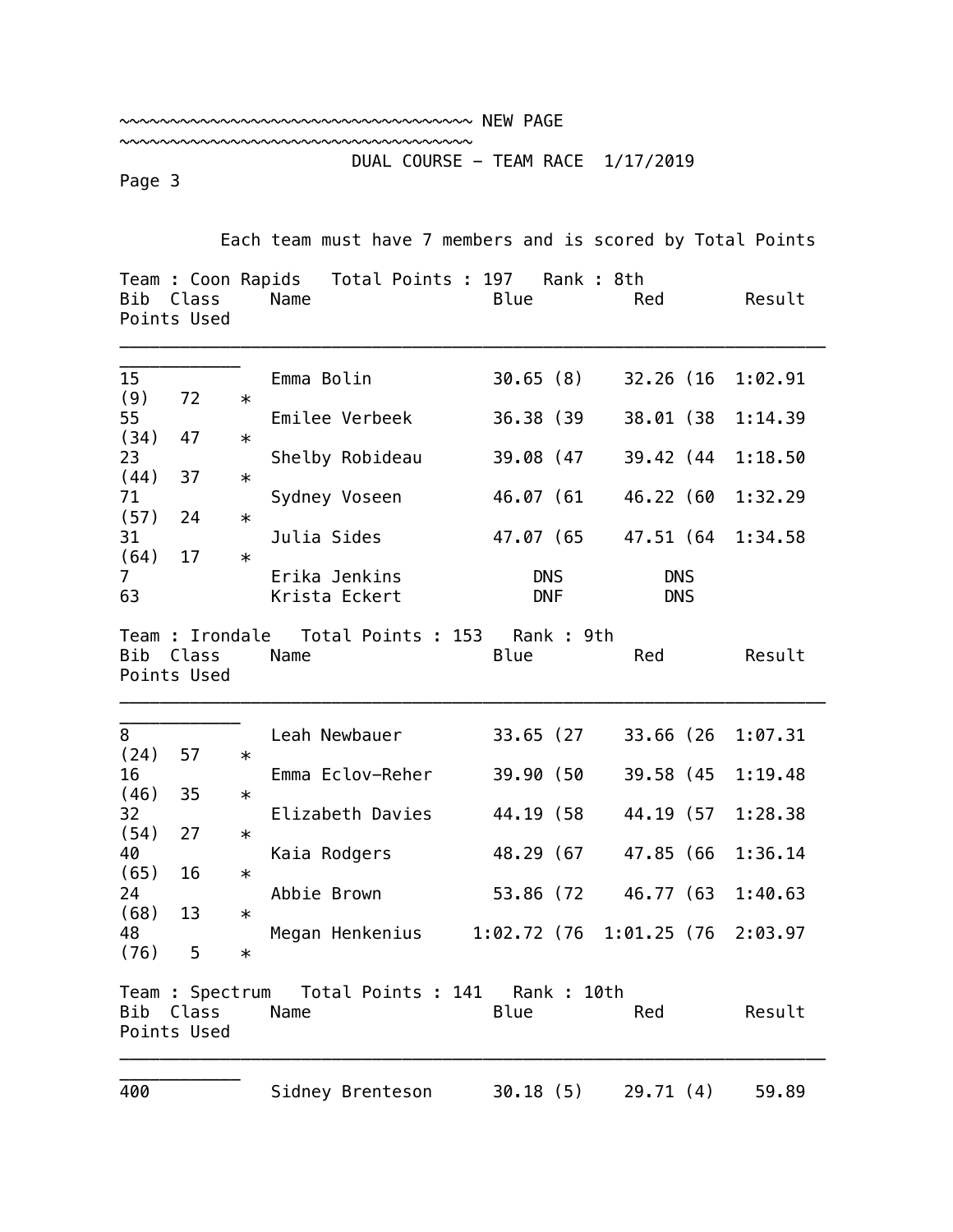~~~~~~~~~~~~~~~~~~~~~~~~~~~~~~~~~~~~~~~~ NEW PAGE ~~~~~~~~~~~~~~~~~~~~~~~~~~~~~~~~~~~~~~~~

DUAL COURSE - TEAM RACE 1/17/2019

Each team must have 7 members and is scored by Total Points

**Team : Coon Rapids   Total Points : 197   Rank : 8th**

| Bib | Class | Name | Blue | Red | Result | Points | Used |
|---|---|---|---|---|---|---|---|
| 15 | | Emma Bolin | 30.65 (8) | 32.26 (16 | 1:02.91 (9) | 72 | * |
| 55 | | Emilee Verbeek | 36.38 (39 | 38.01 (38 | 1:14.39 (34) | 47 | * |
| 23 | | Shelby Robideau | 39.08 (47 | 39.42 (44 | 1:18.50 (44) | 37 | * |
| 71 | | Sydney Voseen | 46.07 (61 | 46.22 (60 | 1:32.29 (57) | 24 | * |
| 31 | | Julia Sides | 47.07 (65 | 47.51 (64 | 1:34.58 (64) | 17 | * |
| 7 | | Erika Jenkins | DNS | DNS | | | |
| 63 | | Krista Eckert | DNF | DNS | | | |

**Team : Irondale   Total Points : 153   Rank : 9th**

| Bib | Class | Name | Blue | Red | Result | Points | Used |
|---|---|---|---|---|---|---|---|
| 8 | | Leah Newbauer | 33.65 (27 | 33.66 (26 | 1:07.31 (24) | 57 | * |
| 16 | | Emma Eclov-Reher | 39.90 (50 | 39.58 (45 | 1:19.48 (46) | 35 | * |
| 32 | | Elizabeth Davies | 44.19 (58 | 44.19 (57 | 1:28.38 (54) | 27 | * |
| 40 | | Kaia Rodgers | 48.29 (67 | 47.85 (66 | 1:36.14 (65) | 16 | * |
| 24 | | Abbie Brown | 53.86 (72 | 46.77 (63 | 1:40.63 (68) | 13 | * |
| 48 | | Megan Henkenius | 1:02.72 (76 | 1:01.25 (76 | 2:03.97 (76) | 5 | * |

**Team : Spectrum   Total Points : 141   Rank : 10th**

| Bib | Class | Name | Blue | Red | Result | Points | Used |
|---|---|---|---|---|---|---|---|
| 400 | | Sidney Brenteson | 30.18 (5) | 29.71 (4) | 59.89 | | |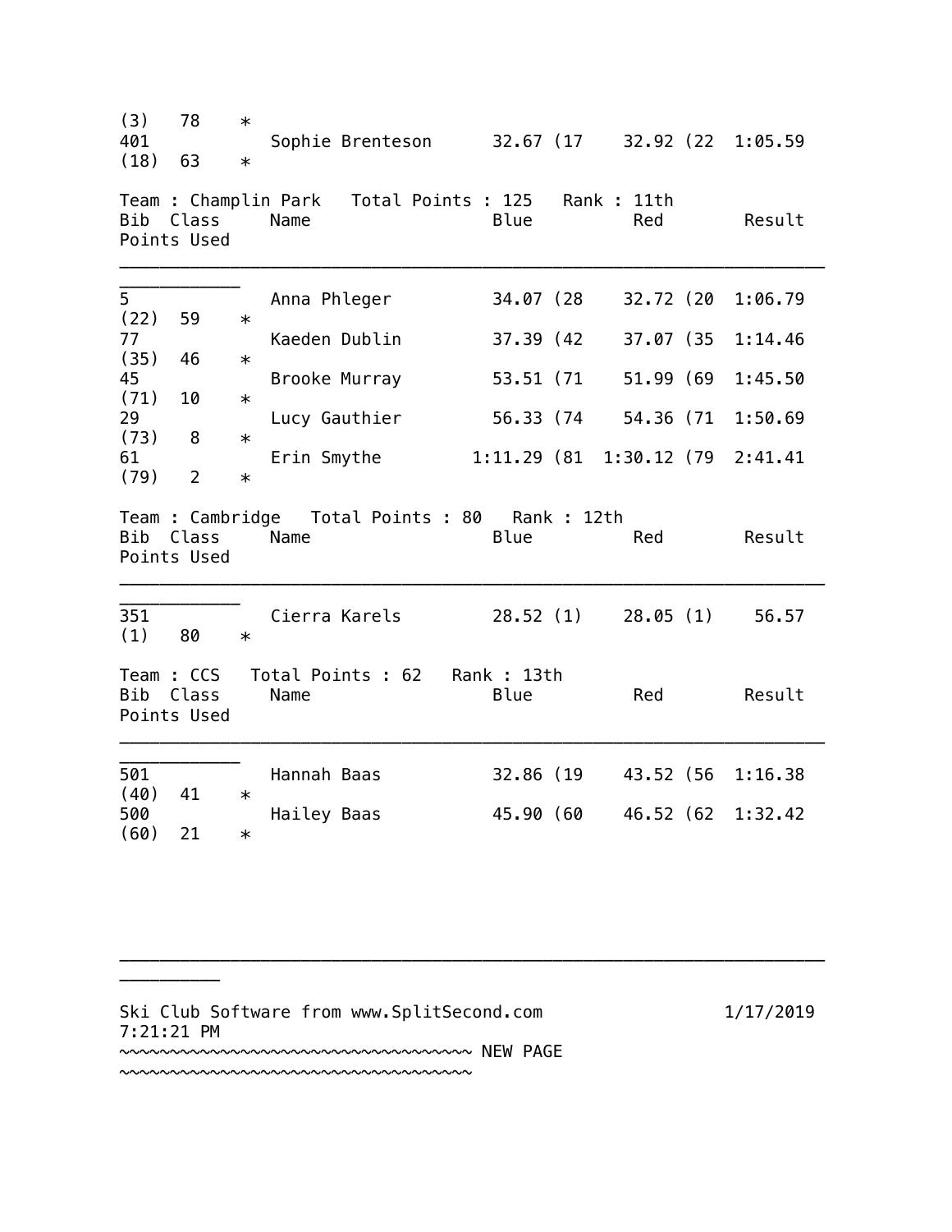| | | | | | | | |
|---|---|---|---|---|---|---|---|
| | (3) | 78 | * | | | | |
| 401 | | | Sophie Brenteson | 32.67 (17 | 32.92 (22 | 1:05.59 | |
| | (18) | 63 | * | | | | |

Team : Champlin Park   Total Points : 125   Rank : 11th

| Bib | Class | Name | Blue | Red | Result | Points | Used |
|---|---|---|---|---|---|---|---|
| 5 | | Anna Phleger | 34.07 (28 | 32.72 (20 | 1:06.79 (22) | 59 | * |
| 77 | | Kaeden Dublin | 37.39 (42 | 37.07 (35 | 1:14.46 (35) | 46 | * |
| 45 | | Brooke Murray | 53.51 (71 | 51.99 (69 | 1:45.50 (71) | 10 | * |
| 29 | | Lucy Gauthier | 56.33 (74 | 54.36 (71 | 1:50.69 (73) | 8 | * |
| 61 | | Erin Smythe | 1:11.29 (81 | 1:30.12 (79 | 2:41.41 (79) | 2 | * |

Team : Cambridge   Total Points : 80   Rank : 12th

| Bib | Class | Name | Blue | Red | Result | Points | Used |
|---|---|---|---|---|---|---|---|
| 351 | | Cierra Karels | 28.52 (1) | 28.05 (1) | 56.57 (1) | 80 | * |

Team : CCS   Total Points : 62   Rank : 13th

| Bib | Class | Name | Blue | Red | Result | Points | Used |
|---|---|---|---|---|---|---|---|
| 501 | | Hannah Baas | 32.86 (19 | 43.52 (56 | 1:16.38 (40) | 41 | * |
| 500 | | Hailey Baas | 45.90 (60 | 46.52 (62 | 1:32.42 (60) | 21 | * |

Ski Club Software from www.SplitSecond.com 1/17/2019 7:21:21 PM

~~~~~~~~~~~~~~~~~~~~~~~~~~~~~~~~~~~~ NEW PAGE ~~~~~~~~~~~~~~~~~~~~~~~~~~~~~~~~~~~~